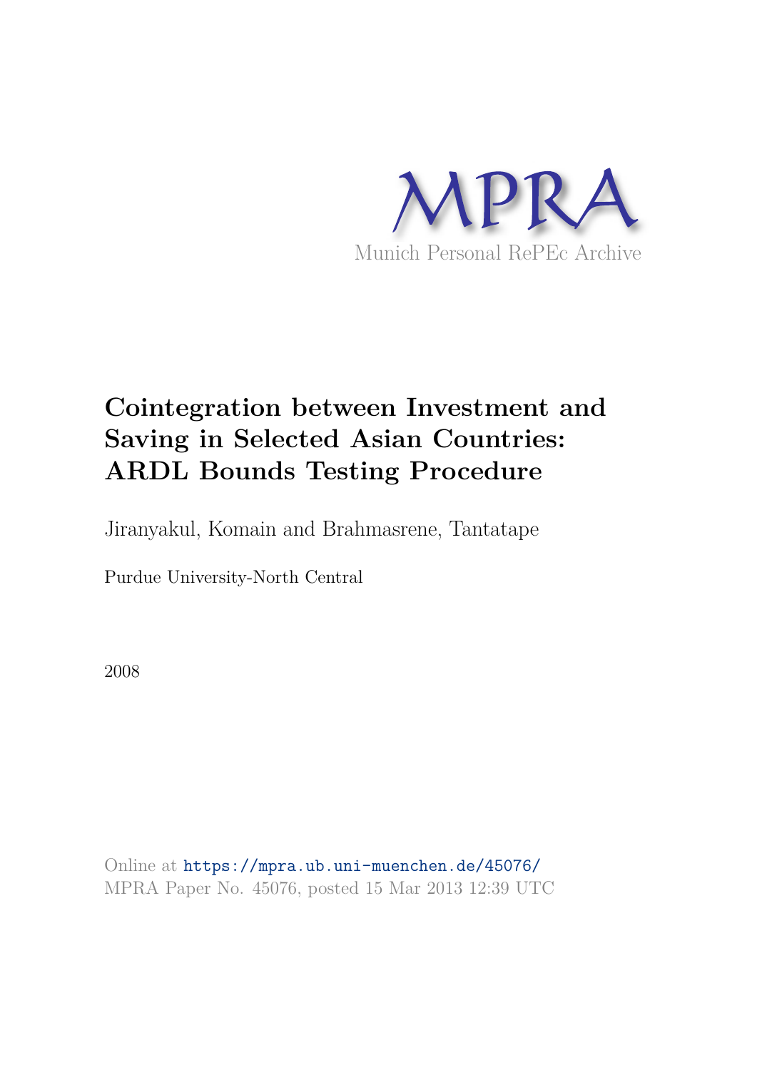MPRA

Munich Personal RePEc Archive

# Cointegration between Investment and Saving in Selected Asian Countries: ARDL Bounds Testing Procedure

Jiranyakul, Komain and Brahmasrene, Tantatape

Purdue University-North Central

2008

Online at https://mpra.ub.uni-muenchen.de/45076/
MPRA Paper No. 45076, posted 15 Mar 2013 12:39 UTC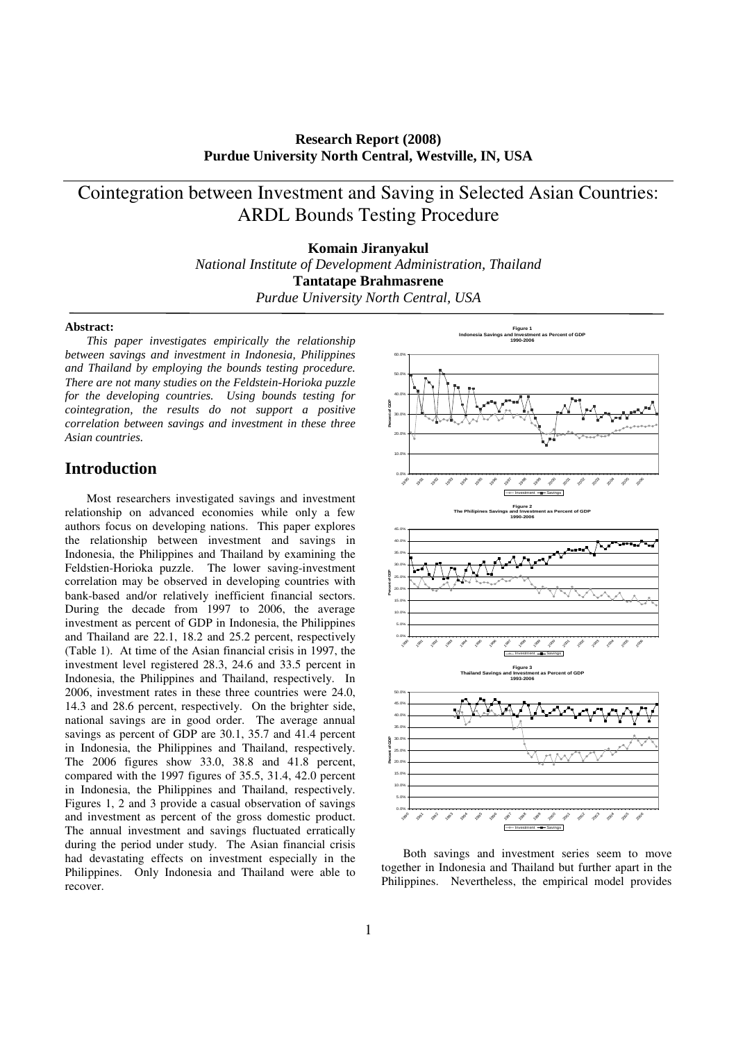**Research Report (2008)**
**Purdue University North Central, Westville, IN, USA**

# Cointegration between Investment and Saving in Selected Asian Countries: ARDL Bounds Testing Procedure

**Komain Jiranyakul**
*National Institute of Development Administration, Thailand*
**Tantatape Brahmasrene**
*Purdue University North Central, USA*

**Abstract:**

*This paper investigates empirically the relationship between savings and investment in Indonesia, Philippines and Thailand by employing the bounds testing procedure. There are not many studies on the Feldstein-Horioka puzzle for the developing countries. Using bounds testing for cointegration, the results do not support a positive correlation between savings and investment in these three Asian countries.*

## Introduction

Most researchers investigated savings and investment relationship on advanced economies while only a few authors focus on developing nations. This paper explores the relationship between investment and savings in Indonesia, the Philippines and Thailand by examining the Feldstien-Horioka puzzle. The lower saving-investment correlation may be observed in developing countries with bank-based and/or relatively inefficient financial sectors. During the decade from 1997 to 2006, the average investment as percent of GDP in Indonesia, the Philippines and Thailand are 22.1, 18.2 and 25.2 percent, respectively (Table 1). At time of the Asian financial crisis in 1997, the investment level registered 28.3, 24.6 and 33.5 percent in Indonesia, the Philippines and Thailand, respectively. In 2006, investment rates in these three countries were 24.0, 14.3 and 28.6 percent, respectively. On the brighter side, national savings are in good order. The average annual savings as percent of GDP are 30.1, 35.7 and 41.4 percent in Indonesia, the Philippines and Thailand, respectively. The 2006 figures show 33.0, 38.8 and 41.8 percent, compared with the 1997 figures of 35.5, 31.4, 42.0 percent in Indonesia, the Philippines and Thailand, respectively. Figures 1, 2 and 3 provide a casual observation of savings and investment as percent of the gross domestic product. The annual investment and savings fluctuated erratically during the period under study. The Asian financial crisis had devastating effects on investment especially in the Philippines. Only Indonesia and Thailand were able to recover.

**Figure 1**
**Indonesia Savings and Investment as Percent of GDP**
**1990-2006**

**Figure 2**
**The Philippines Savings and Investment as Percent of GDP**
**1990-2006**

**Figure 3**
**Thailand Savings and Investment as Percent of GDP**
**1993-2006**

Both savings and investment series seem to move together in Indonesia and Thailand but further apart in the Philippines. Nevertheless, the empirical model provides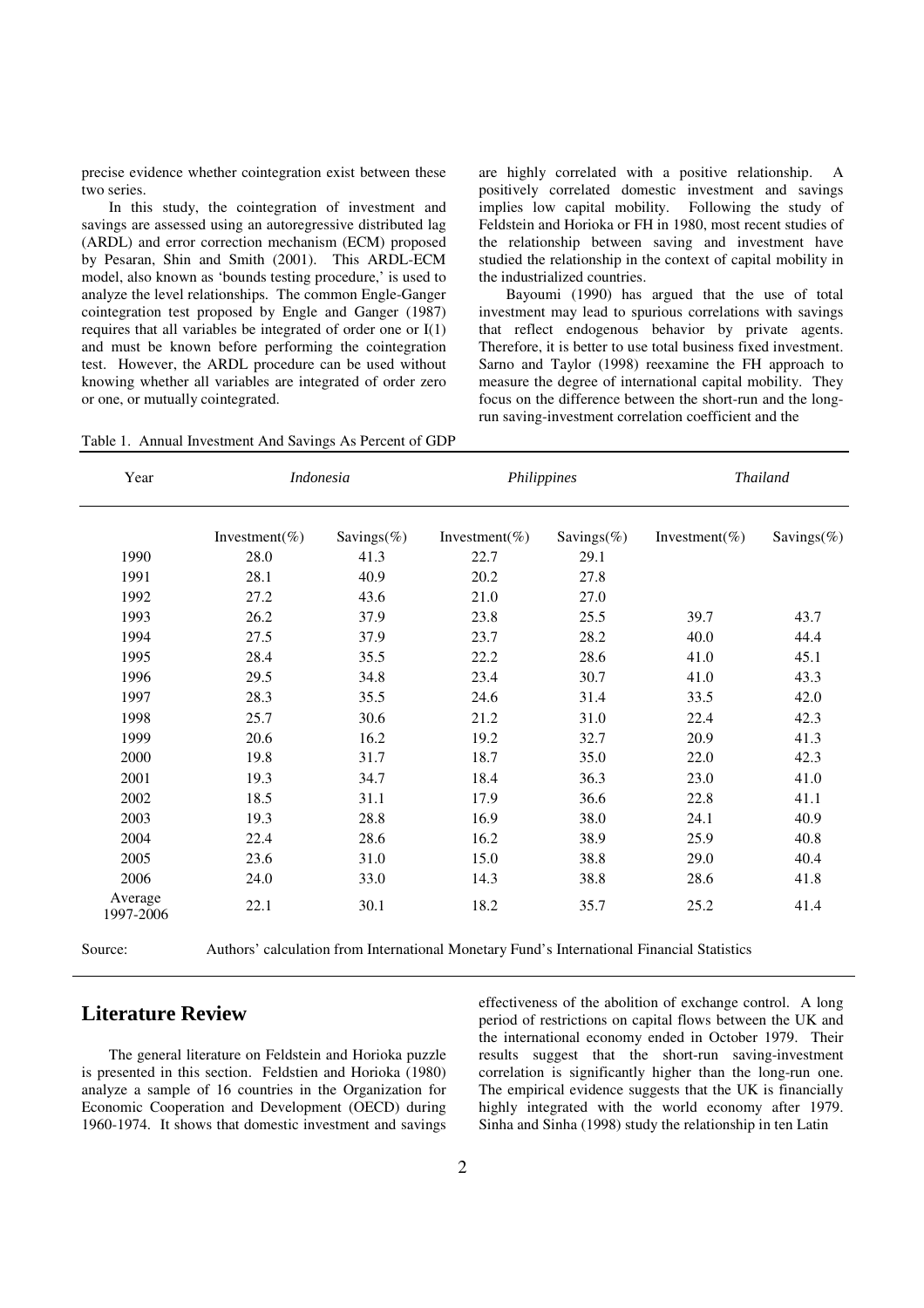precise evidence whether cointegration exist between these two series.

In this study, the cointegration of investment and savings are assessed using an autoregressive distributed lag (ARDL) and error correction mechanism (ECM) proposed by Pesaran, Shin and Smith (2001). This ARDL-ECM model, also known as 'bounds testing procedure,' is used to analyze the level relationships. The common Engle-Ganger cointegration test proposed by Engle and Ganger (1987) requires that all variables be integrated of order one or I(1) and must be known before performing the cointegration test. However, the ARDL procedure can be used without knowing whether all variables are integrated of order zero or one, or mutually cointegrated.

are highly correlated with a positive relationship. A positively correlated domestic investment and savings implies low capital mobility. Following the study of Feldstein and Horioka or FH in 1980, most recent studies of the relationship between saving and investment have studied the relationship in the context of capital mobility in the industrialized countries.

Bayoumi (1990) has argued that the use of total investment may lead to spurious correlations with savings that reflect endogenous behavior by private agents. Therefore, it is better to use total business fixed investment. Sarno and Taylor (1998) reexamine the FH approach to measure the degree of international capital mobility. They focus on the difference between the short-run and the long-run saving-investment correlation coefficient and the effectiveness of the abolition of exchange control. A long period of restrictions on capital flows between the UK and the international economy ended in October 1979. Their results suggest that the short-run saving-investment correlation is significantly higher than the long-run one. The empirical evidence suggests that the UK is financially highly integrated with the world economy after 1979. Sinha and Sinha (1998) study the relationship in ten Latin

Table 1. Annual Investment And Savings As Percent of GDP

| Year | *Indonesia* | | *Philippines* | | *Thailand* | |
|---|---|---|---|---|---|---|
| | Investment(%) | Savings(%) | Investment(%) | Savings(%) | Investment(%) | Savings(%) |
| 1990 | 28.0 | 41.3 | 22.7 | 29.1 | | |
| 1991 | 28.1 | 40.9 | 20.2 | 27.8 | | |
| 1992 | 27.2 | 43.6 | 21.0 | 27.0 | | |
| 1993 | 26.2 | 37.9 | 23.8 | 25.5 | 39.7 | 43.7 |
| 1994 | 27.5 | 37.9 | 23.7 | 28.2 | 40.0 | 44.4 |
| 1995 | 28.4 | 35.5 | 22.2 | 28.6 | 41.0 | 45.1 |
| 1996 | 29.5 | 34.8 | 23.4 | 30.7 | 41.0 | 43.3 |
| 1997 | 28.3 | 35.5 | 24.6 | 31.4 | 33.5 | 42.0 |
| 1998 | 25.7 | 30.6 | 21.2 | 31.0 | 22.4 | 42.3 |
| 1999 | 20.6 | 16.2 | 19.2 | 32.7 | 20.9 | 41.3 |
| 2000 | 19.8 | 31.7 | 18.7 | 35.0 | 22.0 | 42.3 |
| 2001 | 19.3 | 34.7 | 18.4 | 36.3 | 23.0 | 41.0 |
| 2002 | 18.5 | 31.1 | 17.9 | 36.6 | 22.8 | 41.1 |
| 2003 | 19.3 | 28.8 | 16.9 | 38.0 | 24.1 | 40.9 |
| 2004 | 22.4 | 28.6 | 16.2 | 38.9 | 25.9 | 40.8 |
| 2005 | 23.6 | 31.0 | 15.0 | 38.8 | 29.0 | 40.4 |
| 2006 | 24.0 | 33.0 | 14.3 | 38.8 | 28.6 | 41.8 |
| Average 1997-2006 | 22.1 | 30.1 | 18.2 | 35.7 | 25.2 | 41.4 |

Source: Authors' calculation from International Monetary Fund's International Financial Statistics

## Literature Review

The general literature on Feldstein and Horioka puzzle is presented in this section. Feldstien and Horioka (1980) analyze a sample of 16 countries in the Organization for Economic Cooperation and Development (OECD) during 1960-1974. It shows that domestic investment and savings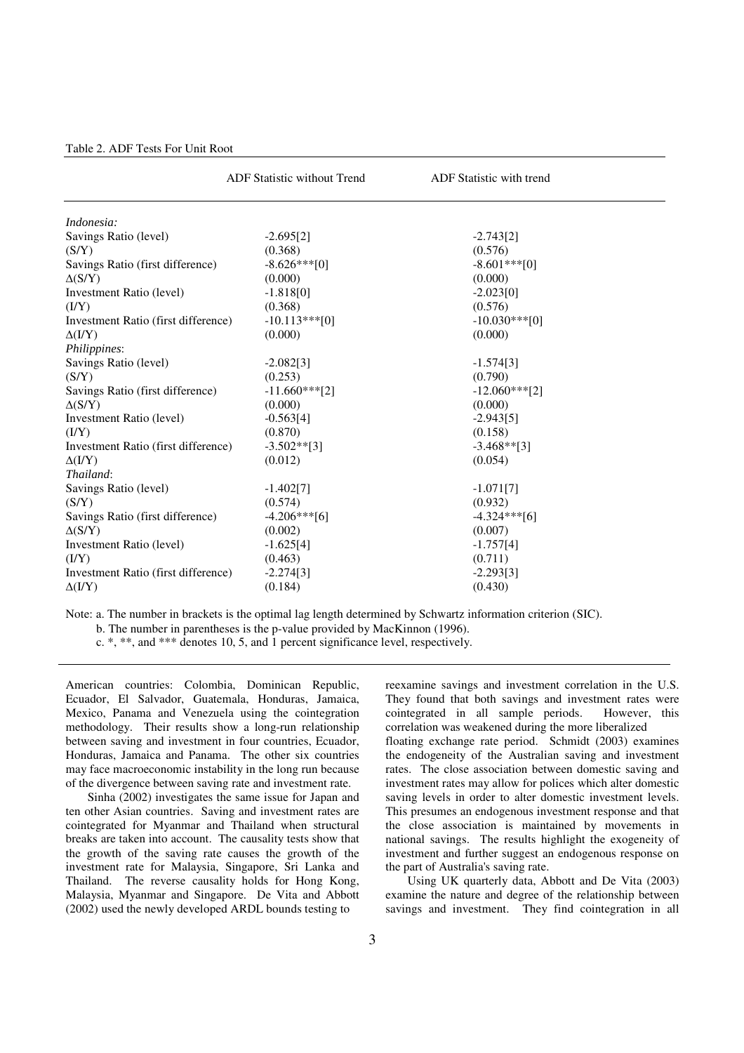Table 2. ADF Tests For Unit Root

| | ADF Statistic without Trend | ADF Statistic with trend |
|---|---|---|
| *Indonesia:* | | |
| Savings Ratio (level) | -2.695[2] | -2.743[2] |
| (S/Y) | (0.368) | (0.576) |
| Savings Ratio (first difference) | -8.626***[0] | -8.601***[0] |
| Δ(S/Y) | (0.000) | (0.000) |
| Investment Ratio (level) | -1.818[0] | -2.023[0] |
| (I/Y) | (0.368) | (0.576) |
| Investment Ratio (first difference) | -10.113***[0] | -10.030***[0] |
| Δ(I/Y) | (0.000) | (0.000) |
| *Philippines*: | | |
| Savings Ratio (level) | -2.082[3] | -1.574[3] |
| (S/Y) | (0.253) | (0.790) |
| Savings Ratio (first difference) | -11.660***[2] | -12.060***[2] |
| Δ(S/Y) | (0.000) | (0.000) |
| Investment Ratio (level) | -0.563[4] | -2.943[5] |
| (I/Y) | (0.870) | (0.158) |
| Investment Ratio (first difference) | -3.502**[3] | -3.468**[3] |
| Δ(I/Y) | (0.012) | (0.054) |
| *Thailand*: | | |
| Savings Ratio (level) | -1.402[7] | -1.071[7] |
| (S/Y) | (0.574) | (0.932) |
| Savings Ratio (first difference) | -4.206***[6] | -4.324***[6] |
| Δ(S/Y) | (0.002) | (0.007) |
| Investment Ratio (level) | -1.625[4] | -1.757[4] |
| (I/Y) | (0.463) | (0.711) |
| Investment Ratio (first difference) | -2.274[3] | -2.293[3] |
| Δ(I/Y) | (0.184) | (0.430) |

Note: a. The number in brackets is the optimal lag length determined by Schwartz information criterion (SIC).
b. The number in parentheses is the p-value provided by MacKinnon (1996).
c. *, **, and *** denotes 10, 5, and 1 percent significance level, respectively.

American countries: Colombia, Dominican Republic, Ecuador, El Salvador, Guatemala, Honduras, Jamaica, Mexico, Panama and Venezuela using the cointegration methodology. Their results show a long-run relationship between saving and investment in four countries, Ecuador, Honduras, Jamaica and Panama. The other six countries may face macroeconomic instability in the long run because of the divergence between saving rate and investment rate.

Sinha (2002) investigates the same issue for Japan and ten other Asian countries. Saving and investment rates are cointegrated for Myanmar and Thailand when structural breaks are taken into account. The causality tests show that the growth of the saving rate causes the growth of the investment rate for Malaysia, Singapore, Sri Lanka and Thailand. The reverse causality holds for Hong Kong, Malaysia, Myanmar and Singapore. De Vita and Abbott (2002) used the newly developed ARDL bounds testing to reexamine savings and investment correlation in the U.S. They found that both savings and investment rates were cointegrated in all sample periods. However, this correlation was weakened during the more liberalized floating exchange rate period. Schmidt (2003) examines the endogeneity of the Australian saving and investment rates. The close association between domestic saving and investment rates may allow for polices which alter domestic saving levels in order to alter domestic investment levels. This presumes an endogenous investment response and that the close association is maintained by movements in national savings. The results highlight the exogeneity of investment and further suggest an endogenous response on the part of Australia's saving rate.

Using UK quarterly data, Abbott and De Vita (2003) examine the nature and degree of the relationship between savings and investment. They find cointegration in all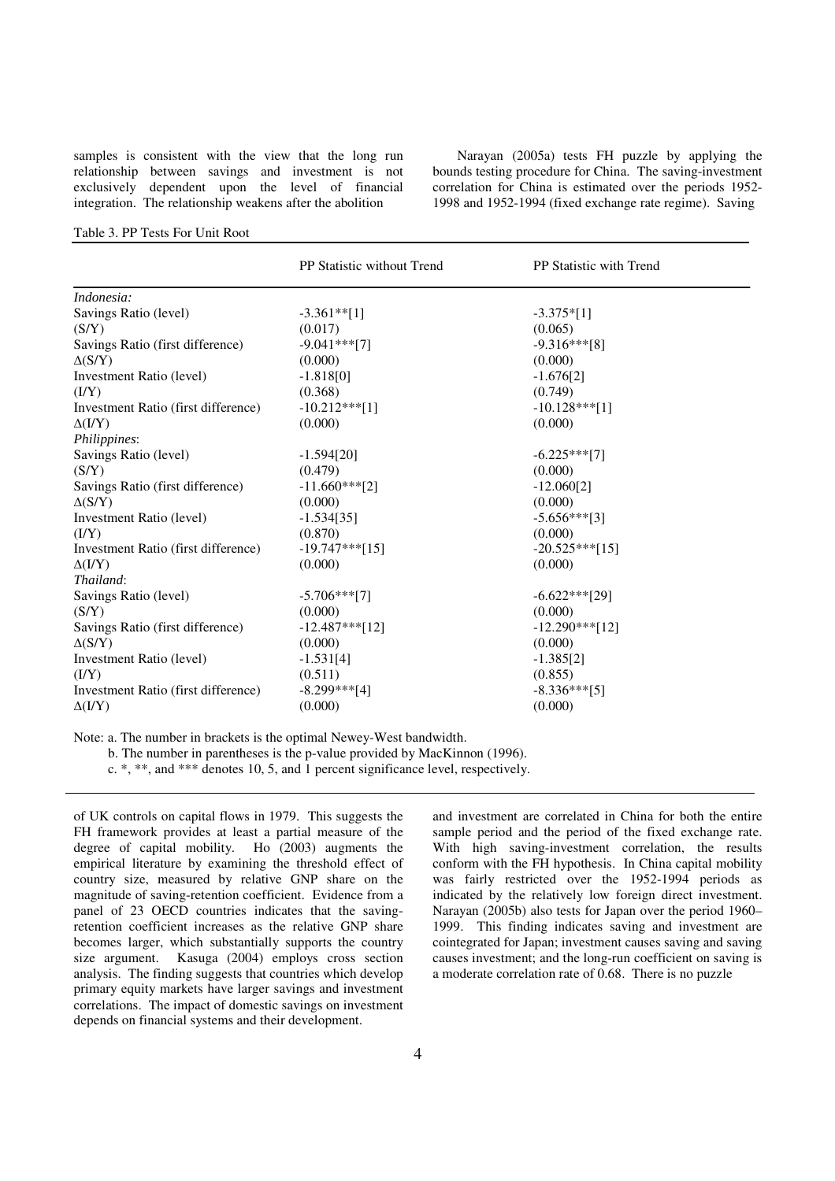samples is consistent with the view that the long run relationship between savings and investment is not exclusively dependent upon the level of financial integration. The relationship weakens after the abolition of UK controls on capital flows in 1979. This suggests the FH framework provides at least a partial measure of the degree of capital mobility. Ho (2003) augments the empirical literature by examining the threshold effect of country size, measured by relative GNP share on the magnitude of saving-retention coefficient. Evidence from a panel of 23 OECD countries indicates that the saving-retention coefficient increases as the relative GNP share becomes larger, which substantially supports the country size argument. Kasuga (2004) employs cross section analysis. The finding suggests that countries which develop primary equity markets have larger savings and investment correlations. The impact of domestic savings on investment depends on financial systems and their development.

Narayan (2005a) tests FH puzzle by applying the bounds testing procedure for China. The saving-investment correlation for China is estimated over the periods 1952-1998 and 1952-1994 (fixed exchange rate regime). Saving and investment are correlated in China for both the entire sample period and the period of the fixed exchange rate. With high saving-investment correlation, the results conform with the FH hypothesis. In China capital mobility was fairly restricted over the 1952-1994 periods as indicated by the relatively low foreign direct investment. Narayan (2005b) also tests for Japan over the period 1960–1999. This finding indicates saving and investment are cointegrated for Japan; investment causes saving and saving causes investment; and the long-run coefficient on saving is a moderate correlation rate of 0.68. There is no puzzle

Table 3. PP Tests For Unit Root

| | PP Statistic without Trend | PP Statistic with Trend |
|---|---|---|
| *Indonesia:* | | |
| Savings Ratio (level) | -3.361**[1] | -3.375*[1] |
| (S/Y) | (0.017) | (0.065) |
| Savings Ratio (first difference) | -9.041***[7] | -9.316***[8] |
| $\Delta$(S/Y) | (0.000) | (0.000) |
| Investment Ratio (level) | -1.818[0] | -1.676[2] |
| (I/Y) | (0.368) | (0.749) |
| Investment Ratio (first difference) | -10.212***[1] | -10.128***[1] |
| $\Delta$(I/Y) | (0.000) | (0.000) |
| *Philippines*: | | |
| Savings Ratio (level) | -1.594[20] | -6.225***[7] |
| (S/Y) | (0.479) | (0.000) |
| Savings Ratio (first difference) | -11.660***[2] | -12.060[2] |
| $\Delta$(S/Y) | (0.000) | (0.000) |
| Investment Ratio (level) | -1.534[35] | -5.656***[3] |
| (I/Y) | (0.870) | (0.000) |
| Investment Ratio (first difference) | -19.747***[15] | -20.525***[15] |
| $\Delta$(I/Y) | (0.000) | (0.000) |
| *Thailand*: | | |
| Savings Ratio (level) | -5.706***[7] | -6.622***[29] |
| (S/Y) | (0.000) | (0.000) |
| Savings Ratio (first difference) | -12.487***[12] | -12.290***[12] |
| $\Delta$(S/Y) | (0.000) | (0.000) |
| Investment Ratio (level) | -1.531[4] | -1.385[2] |
| (I/Y) | (0.511) | (0.855) |
| Investment Ratio (first difference) | -8.299***[4] | -8.336***[5] |
| $\Delta$(I/Y) | (0.000) | (0.000) |

Note: a. The number in brackets is the optimal Newey-West bandwidth.

b. The number in parentheses is the p-value provided by MacKinnon (1996).

c. *, **, and *** denotes 10, 5, and 1 percent significance level, respectively.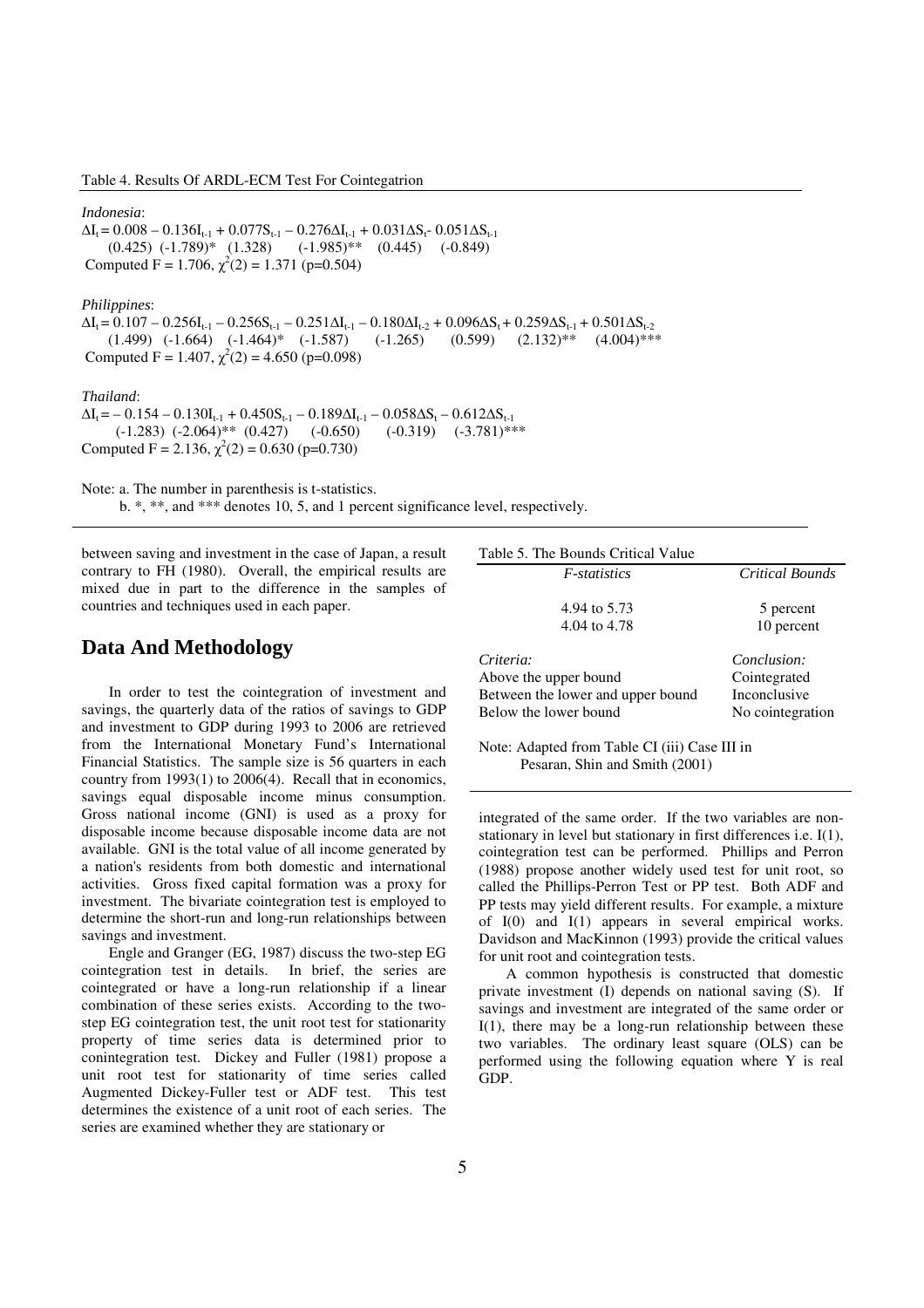Table 4. Results Of ARDL-ECM Test For Cointegatrion

*Indonesia*:

$$\Delta I_t = 0.008 - 0.136I_{t-1} + 0.077S_{t-1} - 0.276\Delta I_{t-1} + 0.031\Delta S_t - 0.051\Delta S_{t-1}$$

(0.425) (-1.789)* (1.328) (-1.985)** (0.445) (-0.849)

Computed F = 1.706, $\chi^2(2) = 1.371$ (p=0.504)

*Philippines*:

$$\Delta I_t = 0.107 - 0.256I_{t-1} - 0.256S_{t-1} - 0.251\Delta I_{t-1} - 0.180\Delta I_{t-2} + 0.096\Delta S_t + 0.259\Delta S_{t-1} + 0.501\Delta S_{t-2}$$

(1.499) (-1.664) (-1.464)* (-1.587) (-1.265) (0.599) (2.132)** (4.004)***

Computed F = 1.407, $\chi^2(2) = 4.650$ (p=0.098)

*Thailand*:

$$\Delta I_t = -0.154 - 0.130I_{t-1} + 0.450S_{t-1} - 0.189\Delta I_{t-1} - 0.058\Delta S_t - 0.612\Delta S_{t-1}$$

(-1.283) (-2.064)** (0.427) (-0.650) (-0.319) (-3.781)***

Computed F = 2.136, $\chi^2(2) = 0.630$ (p=0.730)

Note: a. The number in parenthesis is t-statistics.
b. *, **, and *** denotes 10, 5, and 1 percent significance level, respectively.

between saving and investment in the case of Japan, a result contrary to FH (1980). Overall, the empirical results are mixed due in part to the difference in the samples of countries and techniques used in each paper.

## Data And Methodology

In order to test the cointegration of investment and savings, the quarterly data of the ratios of savings to GDP and investment to GDP during 1993 to 2006 are retrieved from the International Monetary Fund's International Financial Statistics. The sample size is 56 quarters in each country from 1993(1) to 2006(4). Recall that in economics, savings equal disposable income minus consumption. Gross national income (GNI) is used as a proxy for disposable income because disposable income data are not available. GNI is the total value of all income generated by a nation's residents from both domestic and international activities. Gross fixed capital formation was a proxy for investment. The bivariate cointegration test is employed to determine the short-run and long-run relationships between savings and investment.

Engle and Granger (EG, 1987) discuss the two-step EG cointegration test in details. In brief, the series are cointegrated or have a long-run relationship if a linear combination of these series exists. According to the two-step EG cointegration test, the unit root test for stationarity property of time series data is determined prior to conintegration test. Dickey and Fuller (1981) propose a unit root test for stationarity of time series called Augmented Dickey-Fuller test or ADF test. This test determines the existence of a unit root of each series. The series are examined whether they are stationary or

Table 5. The Bounds Critical Value

| *F-statistics* | *Critical Bounds* |
|---|---|
| 4.94 to 5.73 | 5 percent |
| 4.04 to 4.78 | 10 percent |
| *Criteria:* | *Conclusion:* |
| Above the upper bound | Cointegrated |
| Between the lower and upper bound | Inconclusive |
| Below the lower bound | No cointegration |

Note: Adapted from Table CI (iii) Case III in Pesaran, Shin and Smith (2001)

integrated of the same order. If the two variables are non-stationary in level but stationary in first differences i.e. I(1), cointegration test can be performed. Phillips and Perron (1988) propose another widely used test for unit root, so called the Phillips-Perron Test or PP test. Both ADF and PP tests may yield different results. For example, a mixture of I(0) and I(1) appears in several empirical works. Davidson and MacKinnon (1993) provide the critical values for unit root and cointegration tests.

A common hypothesis is constructed that domestic private investment (I) depends on national saving (S). If savings and investment are integrated of the same order or I(1), there may be a long-run relationship between these two variables. The ordinary least square (OLS) can be performed using the following equation where Y is real GDP.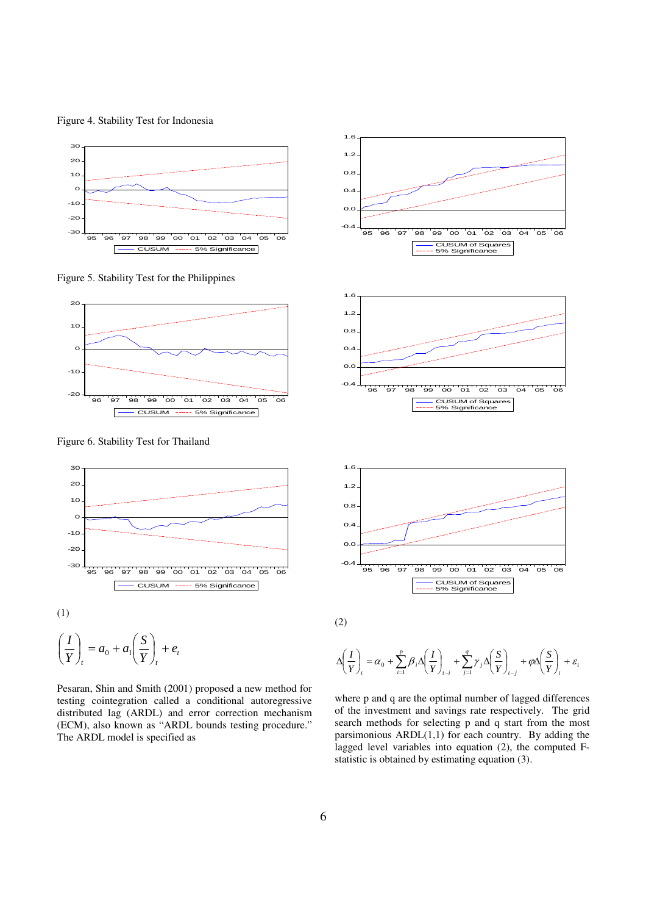Figure 4. Stability Test for Indonesia

Figure 5. Stability Test for the Philippines

Figure 6. Stability Test for Thailand

(1)

$$\left(\frac{I}{Y}\right)_t = a_0 + a_1\left(\frac{S}{Y}\right)_t + e_t$$

Pesaran, Shin and Smith (2001) proposed a new method for testing cointegration called a conditional autoregressive distributed lag (ARDL) and error correction mechanism (ECM), also known as "ARDL bounds testing procedure." The ARDL model is specified as

(2)

$$\Delta\left(\frac{I}{Y}\right)_t = \alpha_0 + \sum_{i=1}^{p}\beta_i\Delta\left(\frac{I}{Y}\right)_{t-i} + \sum_{j=1}^{q}\gamma_j\Delta\left(\frac{S}{Y}\right)_{t-j} + \varphi\Delta\left(\frac{S}{Y}\right)_t + \varepsilon_t$$

where p and q are the optimal number of lagged differences of the investment and savings rate respectively. The grid search methods for selecting p and q start from the most parsimonious ARDL(1,1) for each country. By adding the lagged level variables into equation (2), the computed F-statistic is obtained by estimating equation (3).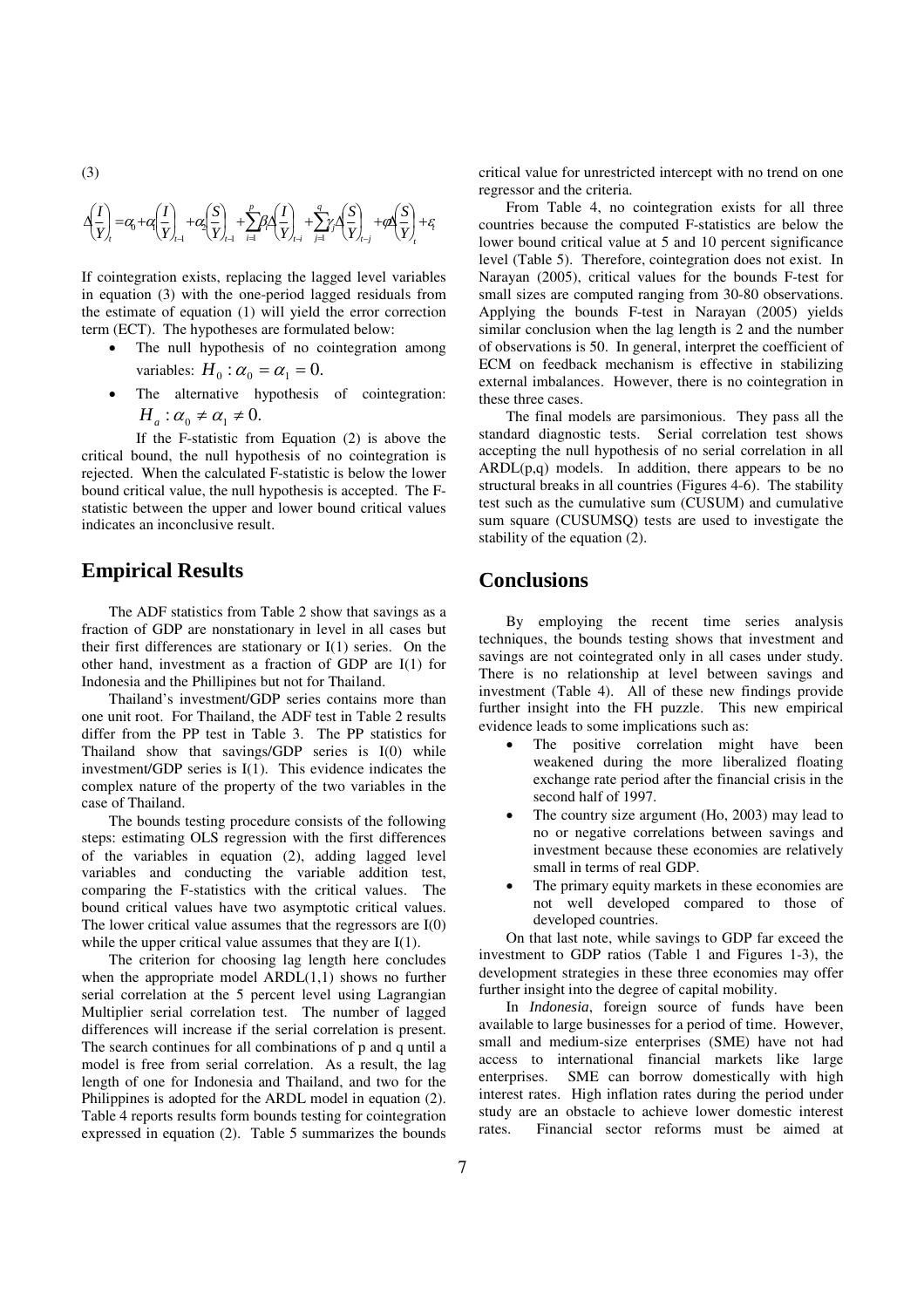(3)

$$\Delta\left(\frac{I}{Y}\right)_t = \alpha_0 + \alpha_1\left(\frac{I}{Y}\right)_{t-1} + \alpha_2\left(\frac{S}{Y}\right)_{t-1} + \sum_{i=1}^{p}\beta_i\Delta\left(\frac{I}{Y}\right)_{t-i} + \sum_{j=1}^{q}\gamma_j\Delta\left(\frac{S}{Y}\right)_{t-j} + \varphi\Delta\left(\frac{S}{Y}\right)_t + \varepsilon_t$$

If cointegration exists, replacing the lagged level variables in equation (3) with the one-period lagged residuals from the estimate of equation (1) will yield the error correction term (ECT). The hypotheses are formulated below:

- The null hypothesis of no cointegration among variables: $H_0 : \alpha_0 = \alpha_1 = 0.$
- The alternative hypothesis of cointegration: $H_a : \alpha_0 \neq \alpha_1 \neq 0.$

If the F-statistic from Equation (2) is above the critical bound, the null hypothesis of no cointegration is rejected. When the calculated F-statistic is below the lower bound critical value, the null hypothesis is accepted. The F-statistic between the upper and lower bound critical values indicates an inconclusive result.

## Empirical Results

The ADF statistics from Table 2 show that savings as a fraction of GDP are nonstationary in level in all cases but their first differences are stationary or I(1) series. On the other hand, investment as a fraction of GDP are I(1) for Indonesia and the Phillipines but not for Thailand.

Thailand's investment/GDP series contains more than one unit root. For Thailand, the ADF test in Table 2 results differ from the PP test in Table 3. The PP statistics for Thailand show that savings/GDP series is I(0) while investment/GDP series is I(1). This evidence indicates the complex nature of the property of the two variables in the case of Thailand.

The bounds testing procedure consists of the following steps: estimating OLS regression with the first differences of the variables in equation (2), adding lagged level variables and conducting the variable addition test, comparing the F-statistics with the critical values. The bound critical values have two asymptotic critical values. The lower critical value assumes that the regressors are I(0) while the upper critical value assumes that they are I(1).

The criterion for choosing lag length here concludes when the appropriate model ARDL(1,1) shows no further serial correlation at the 5 percent level using Lagrangian Multiplier serial correlation test. The number of lagged differences will increase if the serial correlation is present. The search continues for all combinations of p and q until a model is free from serial correlation. As a result, the lag length of one for Indonesia and Thailand, and two for the Philippines is adopted for the ARDL model in equation (2). Table 4 reports results form bounds testing for cointegration expressed in equation (2). Table 5 summarizes the bounds critical value for unrestricted intercept with no trend on one regressor and the criteria.

From Table 4, no cointegration exists for all three countries because the computed F-statistics are below the lower bound critical value at 5 and 10 percent significance level (Table 5). Therefore, cointegration does not exist. In Narayan (2005), critical values for the bounds F-test for small sizes are computed ranging from 30-80 observations. Applying the bounds F-test in Narayan (2005) yields similar conclusion when the lag length is 2 and the number of observations is 50. In general, interpret the coefficient of ECM on feedback mechanism is effective in stabilizing external imbalances. However, there is no cointegration in these three cases.

The final models are parsimonious. They pass all the standard diagnostic tests. Serial correlation test shows accepting the null hypothesis of no serial correlation in all ARDL(p,q) models. In addition, there appears to be no structural breaks in all countries (Figures 4-6). The stability test such as the cumulative sum (CUSUM) and cumulative sum square (CUSUMSQ) tests are used to investigate the stability of the equation (2).

## Conclusions

By employing the recent time series analysis techniques, the bounds testing shows that investment and savings are not cointegrated only in all cases under study. There is no relationship at level between savings and investment (Table 4). All of these new findings provide further insight into the FH puzzle. This new empirical evidence leads to some implications such as:

- The positive correlation might have been weakened during the more liberalized floating exchange rate period after the financial crisis in the second half of 1997.
- The country size argument (Ho, 2003) may lead to no or negative correlations between savings and investment because these economies are relatively small in terms of real GDP.
- The primary equity markets in these economies are not well developed compared to those of developed countries.

On that last note, while savings to GDP far exceed the investment to GDP ratios (Table 1 and Figures 1-3), the development strategies in these three economies may offer further insight into the degree of capital mobility.

In *Indonesia*, foreign source of funds have been available to large businesses for a period of time. However, small and medium-size enterprises (SME) have not had access to international financial markets like large enterprises. SME can borrow domestically with high interest rates. High inflation rates during the period under study are an obstacle to achieve lower domestic interest rates. Financial sector reforms must be aimed at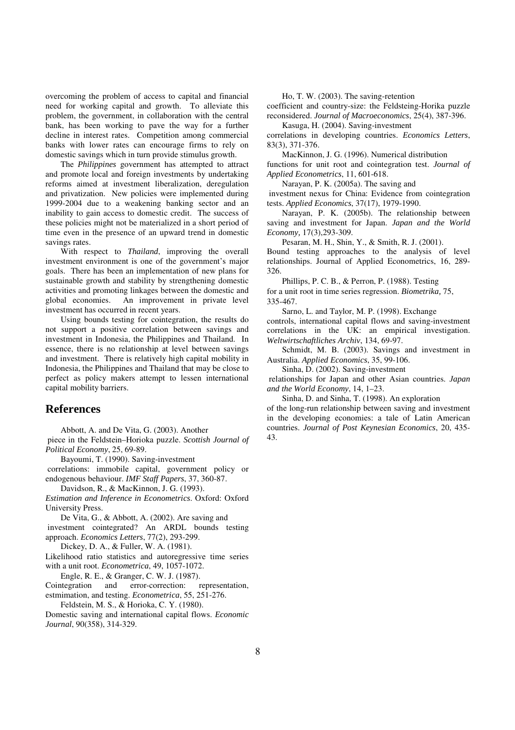overcoming the problem of access to capital and financial need for working capital and growth. To alleviate this problem, the government, in collaboration with the central bank, has been working to pave the way for a further decline in interest rates. Competition among commercial banks with lower rates can encourage firms to rely on domestic savings which in turn provide stimulus growth.

The *Philippines* government has attempted to attract and promote local and foreign investments by undertaking reforms aimed at investment liberalization, deregulation and privatization. New policies were implemented during 1999-2004 due to a weakening banking sector and an inability to gain access to domestic credit. The success of these policies might not be materialized in a short period of time even in the presence of an upward trend in domestic savings rates.

With respect to *Thailand*, improving the overall investment environment is one of the government's major goals. There has been an implementation of new plans for sustainable growth and stability by strengthening domestic activities and promoting linkages between the domestic and global economies. An improvement in private level investment has occurred in recent years.

Using bounds testing for cointegration, the results do not support a positive correlation between savings and investment in Indonesia, the Philippines and Thailand. In essence, there is no relationship at level between savings and investment. There is relatively high capital mobility in Indonesia, the Philippines and Thailand that may be close to perfect as policy makers attempt to lessen international capital mobility barriers.

## References

Abbott, A. and De Vita, G. (2003). Another piece in the Feldstein–Horioka puzzle. *Scottish Journal of Political Economy*, 25, 69-89.

Bayoumi, T. (1990). Saving-investment correlations: immobile capital, government policy or endogenous behaviour. *IMF Staff Papers*, 37, 360-87.

Davidson, R., & MacKinnon, J. G. (1993). *Estimation and Inference in Econometrics*. Oxford: Oxford University Press.

De Vita, G., & Abbott, A. (2002). Are saving and investment cointegrated? An ARDL bounds testing approach. *Economics Letters*, 77(2), 293-299.

Dickey, D. A., & Fuller, W. A. (1981). Likelihood ratio statistics and autoregressive time series with a unit root. *Econometrica*, 49, 1057-1072.

Engle, R. E., & Granger, C. W. J. (1987). Cointegration and error-correction: representation, estmimation, and testing. *Econometrica*, 55, 251-276.

Feldstein, M. S., & Horioka, C. Y. (1980). Domestic saving and international capital flows. *Economic Journal*, 90(358), 314-329.

Ho, T. W. (2003). The saving-retention coefficient and country-size: the Feldsteing-Horika puzzle reconsidered. *Journal of Macroeconomics*, 25(4), 387-396.

Kasuga, H. (2004). Saving-investment correlations in developing countries. *Economics Letters*, 83(3), 371-376.

MacKinnon, J. G. (1996). Numerical distribution functions for unit root and cointegration test. *Journal of Applied Econometrics*, 11, 601-618.

Narayan, P. K. (2005a). The saving and investment nexus for China: Evidence from cointegration tests. *Applied Economics*, 37(17), 1979-1990.

Narayan, P. K. (2005b). The relationship between saving and investment for Japan. *Japan and the World Economy,* 17(3),293-309.

Pesaran, M. H., Shin, Y., & Smith, R. J. (2001). Bound testing approaches to the analysis of level relationships. Journal of Applied Econometrics, 16, 289-326.

Phillips, P. C. B., & Perron, P. (1988). Testing for a unit root in time series regression. *Biometrika,* 75, 335-467.

Sarno, L. and Taylor, M. P. (1998). Exchange controls, international capital flows and saving-investment correlations in the UK: an empirical investigation. *Weltwirtschaftliches Archiv*, 134, 69-97.

Schmidt, M. B. (2003). Savings and investment in Australia. *Applied Economics*, 35, 99-106.

Sinha, D. (2002). Saving-investment relationships for Japan and other Asian countries. *Japan and the World Economy*, 14, 1–23.

Sinha, D. and Sinha, T. (1998). An exploration of the long-run relationship between saving and investment in the developing economies: a tale of Latin American countries. *Journal of Post Keynesian Economics*, 20, 435-43.